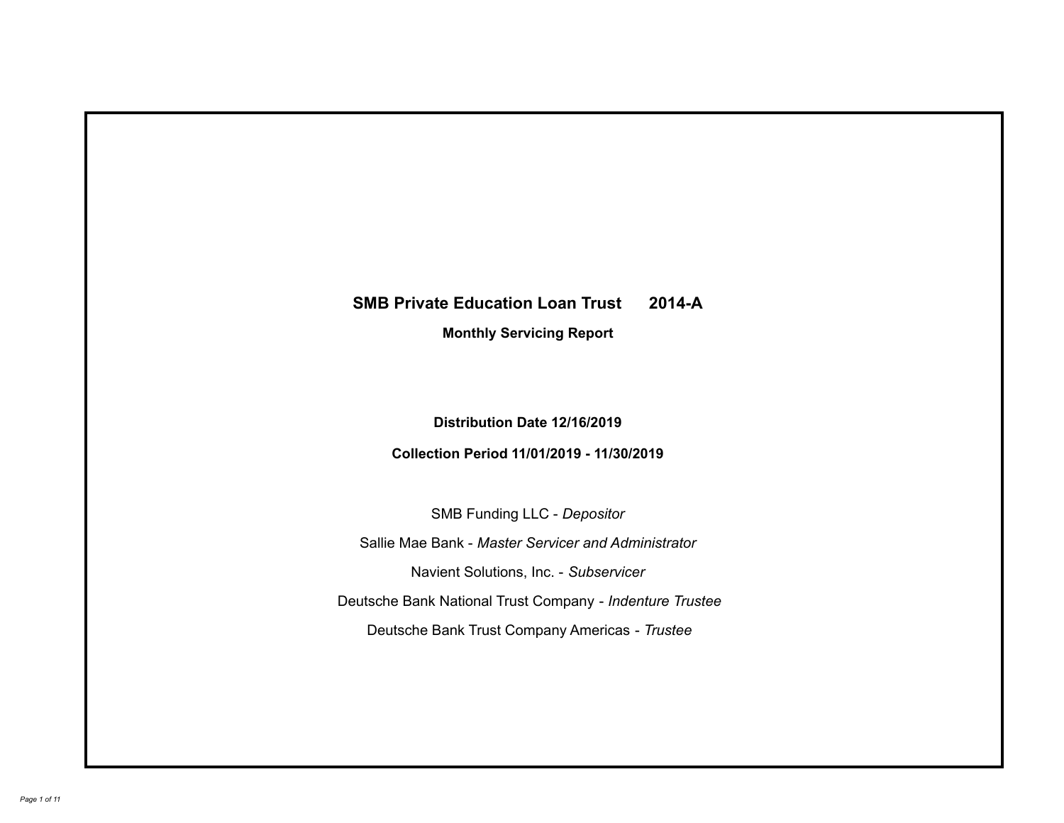# SMB Private Education Loan Trust 2014-A

**Monthly Servicing Report**

**Distribution Date 12/16/2019**

**Collection Period 11/01/2019 - 11/30/2019**

SMB Funding LLC - *Depositor*

Sallie Mae Bank - *Master Servicer and Administrator*

Navient Solutions, Inc. - *Subservicer*

Deutsche Bank National Trust Company - *Indenture Trustee*

Deutsche Bank Trust Company Americas - *Trustee*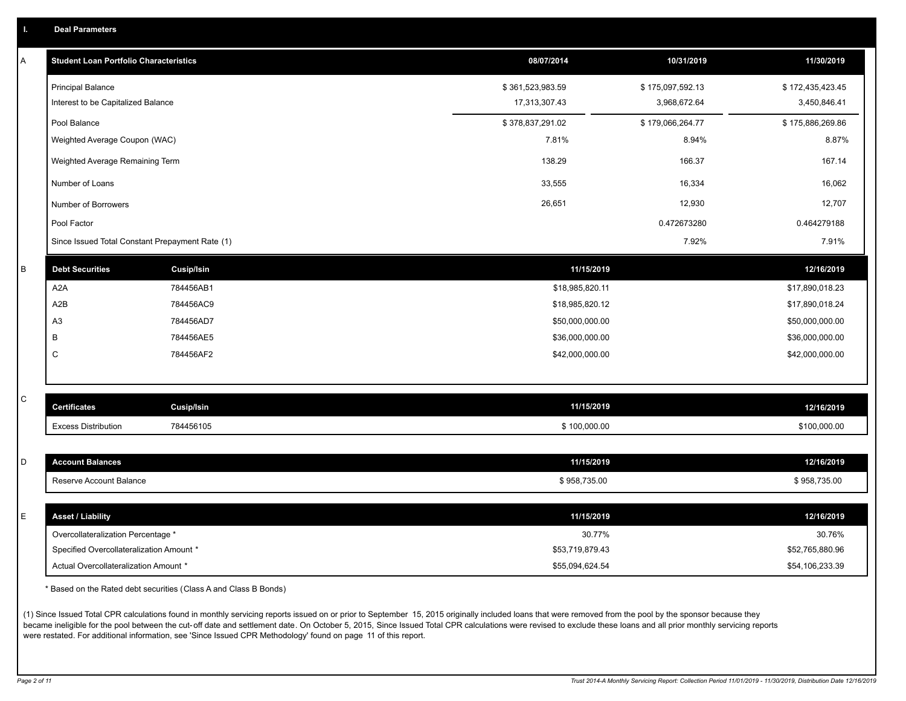## I. Deal Parameters

### A

| Student Loan Portfolio Characteristics | 08/07/2014 | 10/31/2019 | 11/30/2019 |
|---|---|---|---|
| Principal Balance | $ 361,523,983.59 | $ 175,097,592.13 | $ 172,435,423.45 |
| Interest to be Capitalized Balance | 17,313,307.43 | 3,968,672.64 | 3,450,846.41 |
| Pool Balance | $ 378,837,291.02 | $ 179,066,264.77 | $ 175,886,269.86 |
| Weighted Average Coupon (WAC) | 7.81% | 8.94% | 8.87% |
| Weighted Average Remaining Term | 138.29 | 166.37 | 167.14 |
| Number of Loans | 33,555 | 16,334 | 16,062 |
| Number of Borrowers | 26,651 | 12,930 | 12,707 |
| Pool Factor | | 0.472673280 | 0.464279188 |
| Since Issued Total Constant Prepayment Rate (1) | | 7.92% | 7.91% |

### B

| Debt Securities | Cusip/Isin | 11/15/2019 | 12/16/2019 |
|---|---|---|---|
| A2A | 784456AB1 | $18,985,820.11 | $17,890,018.23 |
| A2B | 784456AC9 | $18,985,820.12 | $17,890,018.24 |
| A3 | 784456AD7 | $50,000,000.00 | $50,000,000.00 |
| B | 784456AE5 | $36,000,000.00 | $36,000,000.00 |
| C | 784456AF2 | $42,000,000.00 | $42,000,000.00 |

### C

| Certificates | Cusip/Isin | 11/15/2019 | 12/16/2019 |
|---|---|---|---|
| Excess Distribution | 784456105 | $ 100,000.00 | $100,000.00 |

### D

| Account Balances | 11/15/2019 | 12/16/2019 |
|---|---|---|
| Reserve Account Balance | $ 958,735.00 | $ 958,735.00 |

### E

| Asset / Liability | 11/15/2019 | 12/16/2019 |
|---|---|---|
| Overcollateralization Percentage * | 30.77% | 30.76% |
| Specified Overcollateralization Amount * | $53,719,879.43 | $52,765,880.96 |
| Actual Overcollateralization Amount * | $55,094,624.54 | $54,106,233.39 |

* Based on the Rated debt securities (Class A and Class B Bonds)

(1) Since Issued Total CPR calculations found in monthly servicing reports issued on or prior to September 15, 2015 originally included loans that were removed from the pool by the sponsor because they became ineligible for the pool between the cut-off date and settlement date. On October 5, 2015, Since Issued Total CPR calculations were revised to exclude these loans and all prior monthly servicing reports were restated. For additional information, see 'Since Issued CPR Methodology' found on page 11 of this report.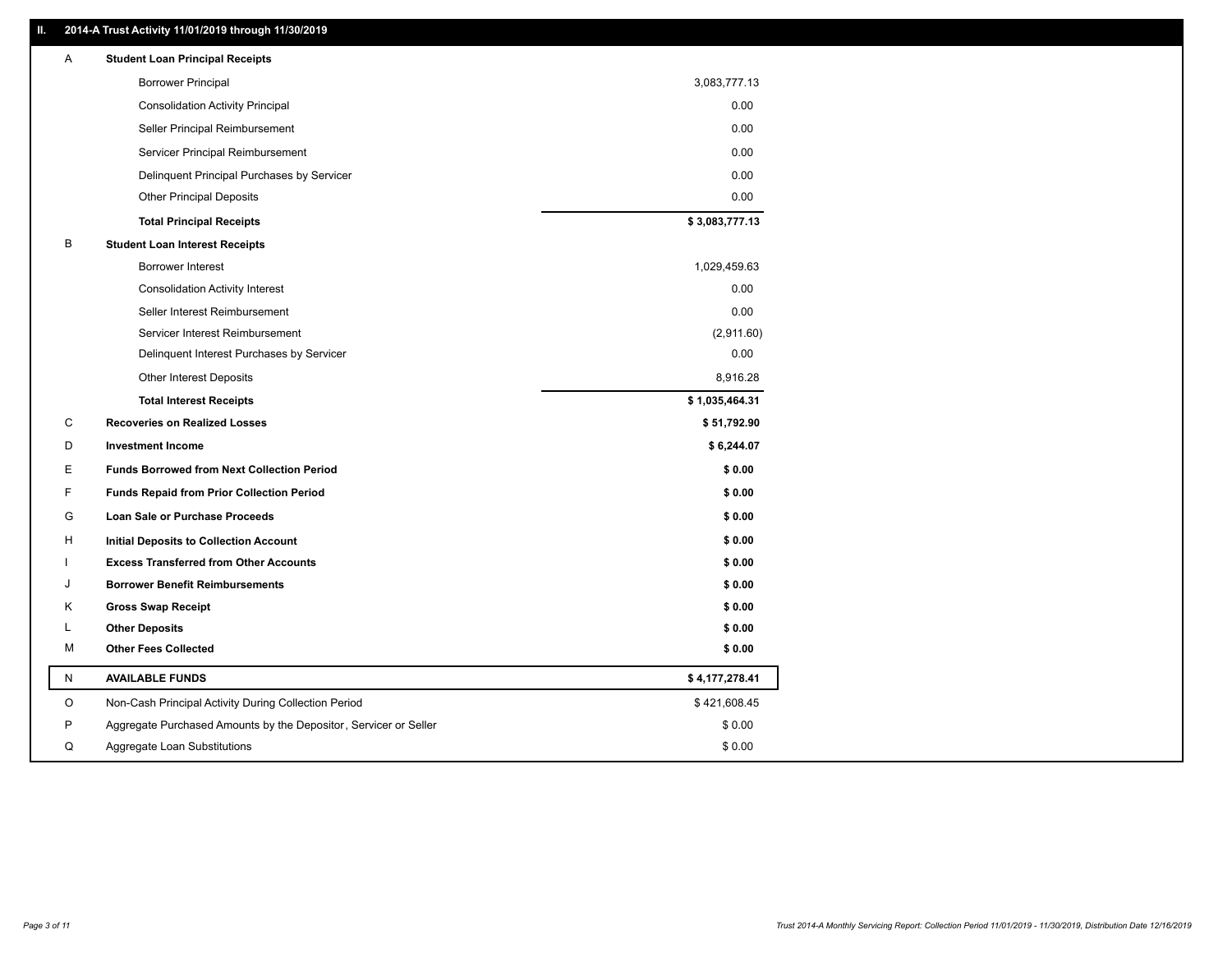## II. 2014-A Trust Activity 11/01/2019 through 11/30/2019

| | | |
|---|---|---|
| A | **Student Loan Principal Receipts** | |
| | Borrower Principal | 3,083,777.13 |
| | Consolidation Activity Principal | 0.00 |
| | Seller Principal Reimbursement | 0.00 |
| | Servicer Principal Reimbursement | 0.00 |
| | Delinquent Principal Purchases by Servicer | 0.00 |
| | Other Principal Deposits | 0.00 |
| | **Total Principal Receipts** | **$ 3,083,777.13** |
| B | **Student Loan Interest Receipts** | |
| | Borrower Interest | 1,029,459.63 |
| | Consolidation Activity Interest | 0.00 |
| | Seller Interest Reimbursement | 0.00 |
| | Servicer Interest Reimbursement | (2,911.60) |
| | Delinquent Interest Purchases by Servicer | 0.00 |
| | Other Interest Deposits | 8,916.28 |
| | **Total Interest Receipts** | **$ 1,035,464.31** |
| C | **Recoveries on Realized Losses** | **$ 51,792.90** |
| D | **Investment Income** | **$ 6,244.07** |
| E | **Funds Borrowed from Next Collection Period** | **$ 0.00** |
| F | **Funds Repaid from Prior Collection Period** | **$ 0.00** |
| G | **Loan Sale or Purchase Proceeds** | **$ 0.00** |
| H | **Initial Deposits to Collection Account** | **$ 0.00** |
| I | **Excess Transferred from Other Accounts** | **$ 0.00** |
| J | **Borrower Benefit Reimbursements** | **$ 0.00** |
| K | **Gross Swap Receipt** | **$ 0.00** |
| L | **Other Deposits** | **$ 0.00** |
| M | **Other Fees Collected** | **$ 0.00** |
| N | **AVAILABLE FUNDS** | **$ 4,177,278.41** |
| O | Non-Cash Principal Activity During Collection Period | $ 421,608.45 |
| P | Aggregate Purchased Amounts by the Depositor, Servicer or Seller | $ 0.00 |
| Q | Aggregate Loan Substitutions | $ 0.00 |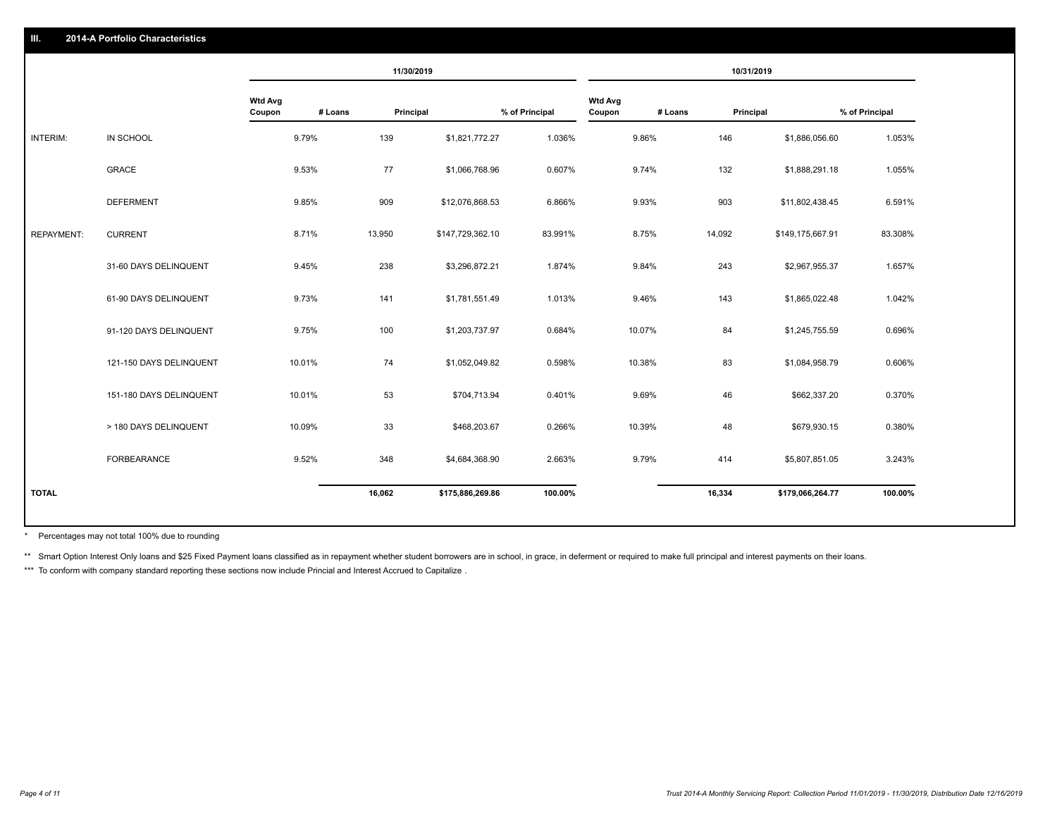## III. 2014-A Portfolio Characteristics

| | | 11/30/2019 | | | | 10/31/2019 | | | |
|---|---|---|---|---|---|---|---|---|---|
| | | Wtd Avg Coupon | # Loans | Principal | % of Principal | Wtd Avg Coupon | # Loans | Principal | % of Principal |
| INTERIM: | IN SCHOOL | 9.79% | 139 | $1,821,772.27 | 1.036% | 9.86% | 146 | $1,886,056.60 | 1.053% |
| | GRACE | 9.53% | 77 | $1,066,768.96 | 0.607% | 9.74% | 132 | $1,888,291.18 | 1.055% |
| | DEFERMENT | 9.85% | 909 | $12,076,868.53 | 6.866% | 9.93% | 903 | $11,802,438.45 | 6.591% |
| REPAYMENT: | CURRENT | 8.71% | 13,950 | $147,729,362.10 | 83.991% | 8.75% | 14,092 | $149,175,667.91 | 83.308% |
| | 31-60 DAYS DELINQUENT | 9.45% | 238 | $3,296,872.21 | 1.874% | 9.84% | 243 | $2,967,955.37 | 1.657% |
| | 61-90 DAYS DELINQUENT | 9.73% | 141 | $1,781,551.49 | 1.013% | 9.46% | 143 | $1,865,022.48 | 1.042% |
| | 91-120 DAYS DELINQUENT | 9.75% | 100 | $1,203,737.97 | 0.684% | 10.07% | 84 | $1,245,755.59 | 0.696% |
| | 121-150 DAYS DELINQUENT | 10.01% | 74 | $1,052,049.82 | 0.598% | 10.38% | 83 | $1,084,958.79 | 0.606% |
| | 151-180 DAYS DELINQUENT | 10.01% | 53 | $704,713.94 | 0.401% | 9.69% | 46 | $662,337.20 | 0.370% |
| | > 180 DAYS DELINQUENT | 10.09% | 33 | $468,203.67 | 0.266% | 10.39% | 48 | $679,930.15 | 0.380% |
| | FORBEARANCE | 9.52% | 348 | $4,684,368.90 | 2.663% | 9.79% | 414 | $5,807,851.05 | 3.243% |
| **TOTAL** | | | **16,062** | **$175,886,269.86** | **100.00%** | | **16,334** | **$179,066,264.77** | **100.00%** |

* Percentages may not total 100% due to rounding

** Smart Option Interest Only loans and $25 Fixed Payment loans classified as in repayment whether student borrowers are in school, in grace, in deferment or required to make full principal and interest payments on their loans.

*** To conform with company standard reporting these sections now include Princial and Interest Accrued to Capitalize .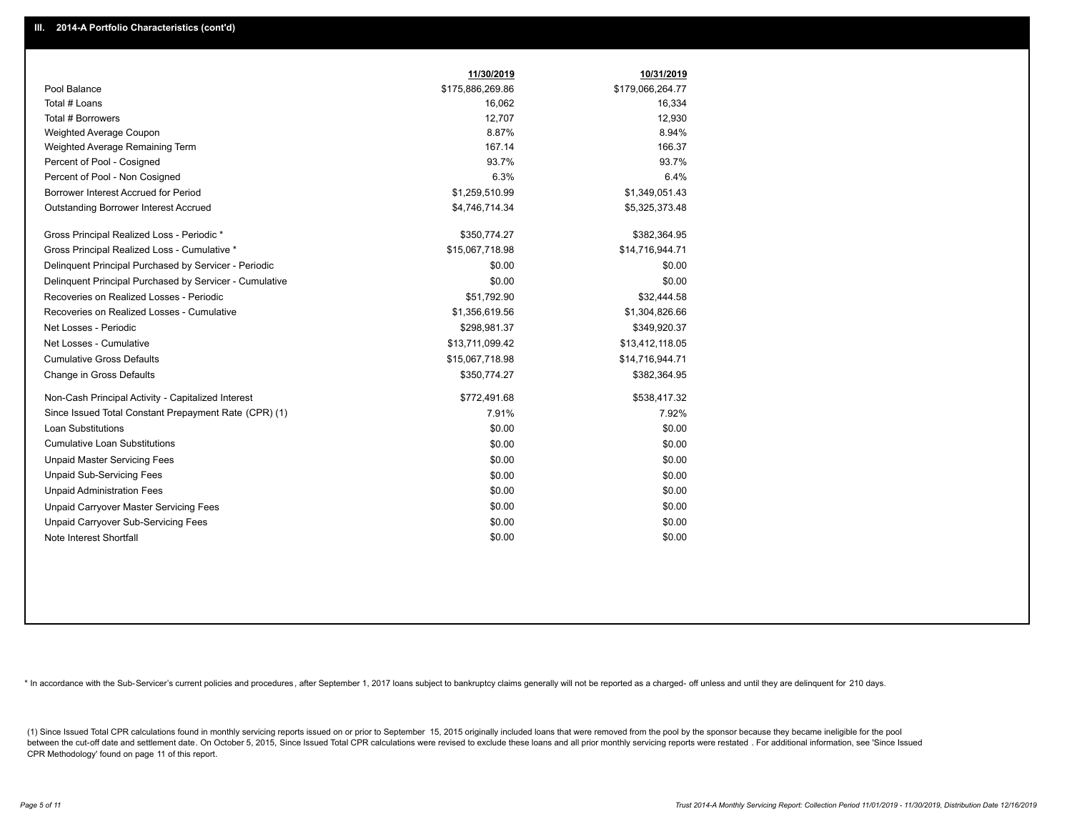## III. 2014-A Portfolio Characteristics (cont'd)

| | 11/30/2019 | 10/31/2019 |
|---|---|---|
| Pool Balance | $175,886,269.86 | $179,066,264.77 |
| Total # Loans | 16,062 | 16,334 |
| Total # Borrowers | 12,707 | 12,930 |
| Weighted Average Coupon | 8.87% | 8.94% |
| Weighted Average Remaining Term | 167.14 | 166.37 |
| Percent of Pool - Cosigned | 93.7% | 93.7% |
| Percent of Pool - Non Cosigned | 6.3% | 6.4% |
| Borrower Interest Accrued for Period | $1,259,510.99 | $1,349,051.43 |
| Outstanding Borrower Interest Accrued | $4,746,714.34 | $5,325,373.48 |
| Gross Principal Realized Loss - Periodic * | $350,774.27 | $382,364.95 |
| Gross Principal Realized Loss - Cumulative * | $15,067,718.98 | $14,716,944.71 |
| Delinquent Principal Purchased by Servicer - Periodic | $0.00 | $0.00 |
| Delinquent Principal Purchased by Servicer - Cumulative | $0.00 | $0.00 |
| Recoveries on Realized Losses - Periodic | $51,792.90 | $32,444.58 |
| Recoveries on Realized Losses - Cumulative | $1,356,619.56 | $1,304,826.66 |
| Net Losses - Periodic | $298,981.37 | $349,920.37 |
| Net Losses - Cumulative | $13,711,099.42 | $13,412,118.05 |
| Cumulative Gross Defaults | $15,067,718.98 | $14,716,944.71 |
| Change in Gross Defaults | $350,774.27 | $382,364.95 |
| Non-Cash Principal Activity - Capitalized Interest | $772,491.68 | $538,417.32 |
| Since Issued Total Constant Prepayment Rate (CPR) (1) | 7.91% | 7.92% |
| Loan Substitutions | $0.00 | $0.00 |
| Cumulative Loan Substitutions | $0.00 | $0.00 |
| Unpaid Master Servicing Fees | $0.00 | $0.00 |
| Unpaid Sub-Servicing Fees | $0.00 | $0.00 |
| Unpaid Administration Fees | $0.00 | $0.00 |
| Unpaid Carryover Master Servicing Fees | $0.00 | $0.00 |
| Unpaid Carryover Sub-Servicing Fees | $0.00 | $0.00 |
| Note Interest Shortfall | $0.00 | $0.00 |

* In accordance with the Sub-Servicer's current policies and procedures, after September 1, 2017 loans subject to bankruptcy claims generally will not be reported as a charged- off unless and until they are delinquent for 210 days.

(1) Since Issued Total CPR calculations found in monthly servicing reports issued on or prior to September 15, 2015 originally included loans that were removed from the pool by the sponsor because they became ineligible for the pool between the cut-off date and settlement date. On October 5, 2015, Since Issued Total CPR calculations were revised to exclude these loans and all prior monthly servicing reports were restated . For additional information, see 'Since Issued CPR Methodology' found on page 11 of this report.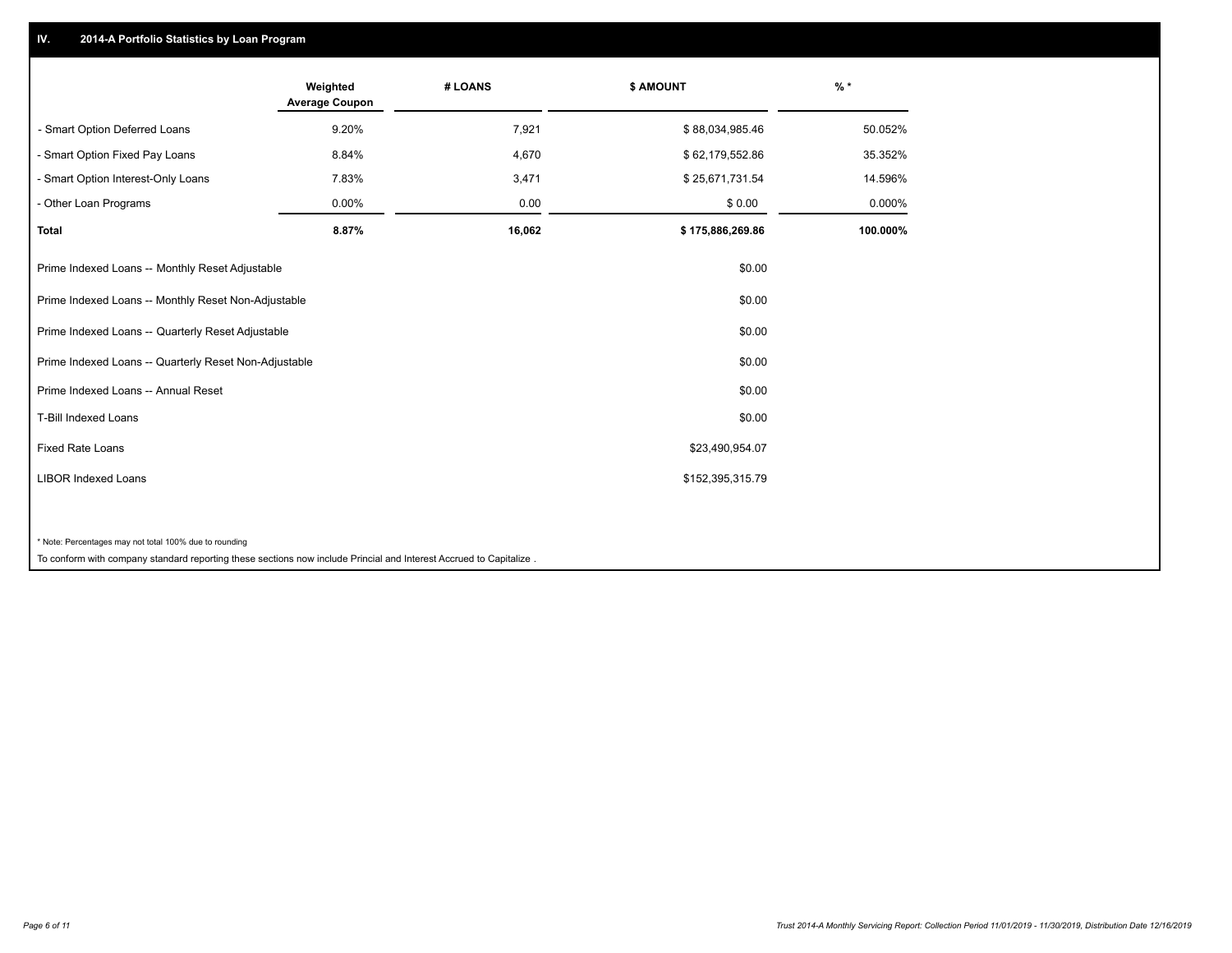## IV. 2014-A Portfolio Statistics by Loan Program

| | Weighted Average Coupon | # LOANS | $ AMOUNT | % * |
|---|---|---|---|---|
| - Smart Option Deferred Loans | 9.20% | 7,921 | $ 88,034,985.46 | 50.052% |
| - Smart Option Fixed Pay Loans | 8.84% | 4,670 | $ 62,179,552.86 | 35.352% |
| - Smart Option Interest-Only Loans | 7.83% | 3,471 | $ 25,671,731.54 | 14.596% |
| - Other Loan Programs | 0.00% | 0.00 | $ 0.00 | 0.000% |
| **Total** | **8.87%** | **16,062** | **$ 175,886,269.86** | **100.000%** |

| | $ AMOUNT |
|---|---|
| Prime Indexed Loans -- Monthly Reset Adjustable | $0.00 |
| Prime Indexed Loans -- Monthly Reset Non-Adjustable | $0.00 |
| Prime Indexed Loans -- Quarterly Reset Adjustable | $0.00 |
| Prime Indexed Loans -- Quarterly Reset Non-Adjustable | $0.00 |
| Prime Indexed Loans -- Annual Reset | $0.00 |
| T-Bill Indexed Loans | $0.00 |
| Fixed Rate Loans | $23,490,954.07 |
| LIBOR Indexed Loans | $152,395,315.79 |

* Note: Percentages may not total 100% due to rounding

To conform with company standard reporting these sections now include Princial and Interest Accrued to Capitalize .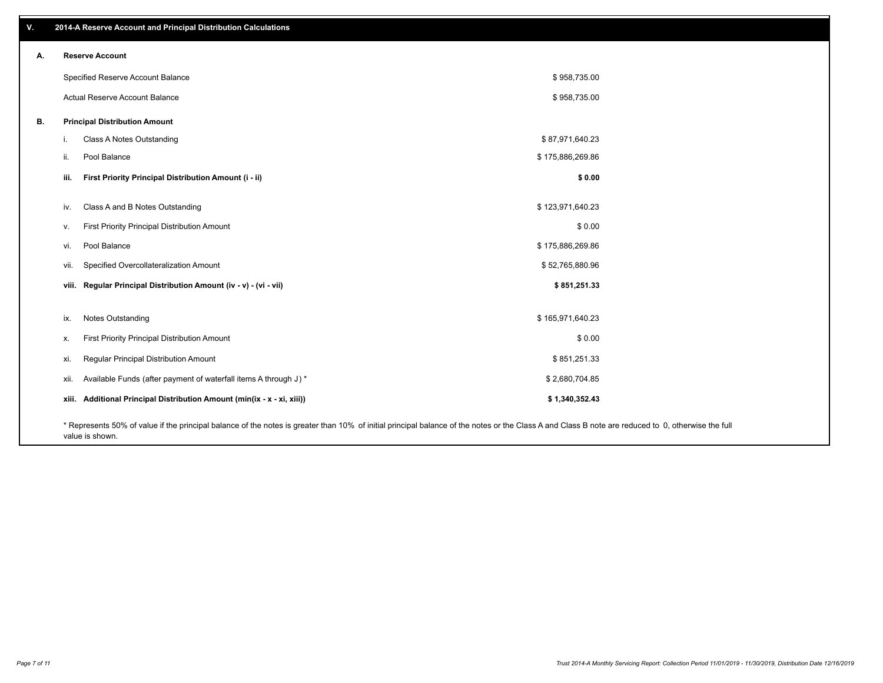## V. 2014-A Reserve Account and Principal Distribution Calculations

### A. Reserve Account

| | |
|---|---|
| Specified Reserve Account Balance | $ 958,735.00 |
| Actual Reserve Account Balance | $ 958,735.00 |

### B. Principal Distribution Amount

| | | |
|---|---|---|
| i. | Class A Notes Outstanding | $ 87,971,640.23 |
| ii. | Pool Balance | $ 175,886,269.86 |
| **iii.** | **First Priority Principal Distribution Amount (i - ii)** | **$ 0.00** |
| iv. | Class A and B Notes Outstanding | $ 123,971,640.23 |
| v. | First Priority Principal Distribution Amount | $ 0.00 |
| vi. | Pool Balance | $ 175,886,269.86 |
| vii. | Specified Overcollateralization Amount | $ 52,765,880.96 |
| **viii.** | **Regular Principal Distribution Amount (iv - v) - (vi - vii)** | **$ 851,251.33** |
| ix. | Notes Outstanding | $ 165,971,640.23 |
| x. | First Priority Principal Distribution Amount | $ 0.00 |
| xi. | Regular Principal Distribution Amount | $ 851,251.33 |
| xii. | Available Funds (after payment of waterfall items A through J) * | $ 2,680,704.85 |
| **xiii.** | **Additional Principal Distribution Amount (min(ix - x - xi, xiii))** | **$ 1,340,352.43** |

* Represents 50% of value if the principal balance of the notes is greater than 10% of initial principal balance of the notes or the Class A and Class B note are reduced to 0, otherwise the full value is shown.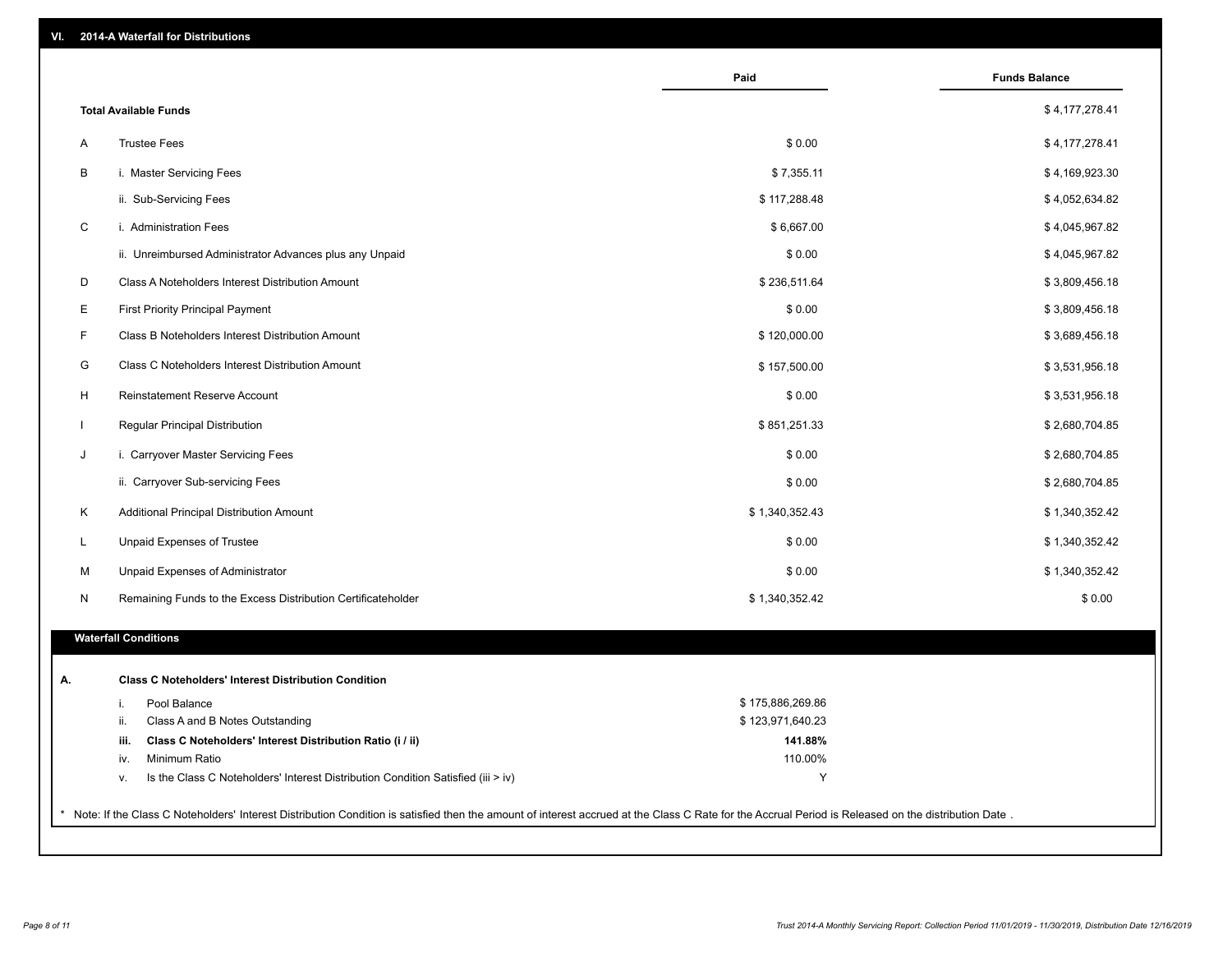## VI. 2014-A Waterfall for Distributions

| | | Paid | Funds Balance |
|---|---|---|---|
| | **Total Available Funds** | | $ 4,177,278.41 |
| A | Trustee Fees | $ 0.00 | $ 4,177,278.41 |
| B | i. Master Servicing Fees | $ 7,355.11 | $ 4,169,923.30 |
| | ii. Sub-Servicing Fees | $ 117,288.48 | $ 4,052,634.82 |
| C | i. Administration Fees | $ 6,667.00 | $ 4,045,967.82 |
| | ii. Unreimbursed Administrator Advances plus any Unpaid | $ 0.00 | $ 4,045,967.82 |
| D | Class A Noteholders Interest Distribution Amount | $ 236,511.64 | $ 3,809,456.18 |
| E | First Priority Principal Payment | $ 0.00 | $ 3,809,456.18 |
| F | Class B Noteholders Interest Distribution Amount | $ 120,000.00 | $ 3,689,456.18 |
| G | Class C Noteholders Interest Distribution Amount | $ 157,500.00 | $ 3,531,956.18 |
| H | Reinstatement Reserve Account | $ 0.00 | $ 3,531,956.18 |
| I | Regular Principal Distribution | $ 851,251.33 | $ 2,680,704.85 |
| J | i. Carryover Master Servicing Fees | $ 0.00 | $ 2,680,704.85 |
| | ii. Carryover Sub-servicing Fees | $ 0.00 | $ 2,680,704.85 |
| K | Additional Principal Distribution Amount | $ 1,340,352.43 | $ 1,340,352.42 |
| L | Unpaid Expenses of Trustee | $ 0.00 | $ 1,340,352.42 |
| M | Unpaid Expenses of Administrator | $ 0.00 | $ 1,340,352.42 |
| N | Remaining Funds to the Excess Distribution Certificateholder | $ 1,340,352.42 | $ 0.00 |

### Waterfall Conditions

| | | | |
|---|---|---|---|
| **A.** | | **Class C Noteholders' Interest Distribution Condition** | |
| | i. | Pool Balance | $ 175,886,269.86 |
| | ii. | Class A and B Notes Outstanding | $ 123,971,640.23 |
| | **iii.** | **Class C Noteholders' Interest Distribution Ratio (i / ii)** | **141.88%** |
| | iv. | Minimum Ratio | 110.00% |
| | v. | Is the Class C Noteholders' Interest Distribution Condition Satisfied (iii > iv) | Y |

* Note: If the Class C Noteholders' Interest Distribution Condition is satisfied then the amount of interest accrued at the Class C Rate for the Accrual Period is Released on the distribution Date .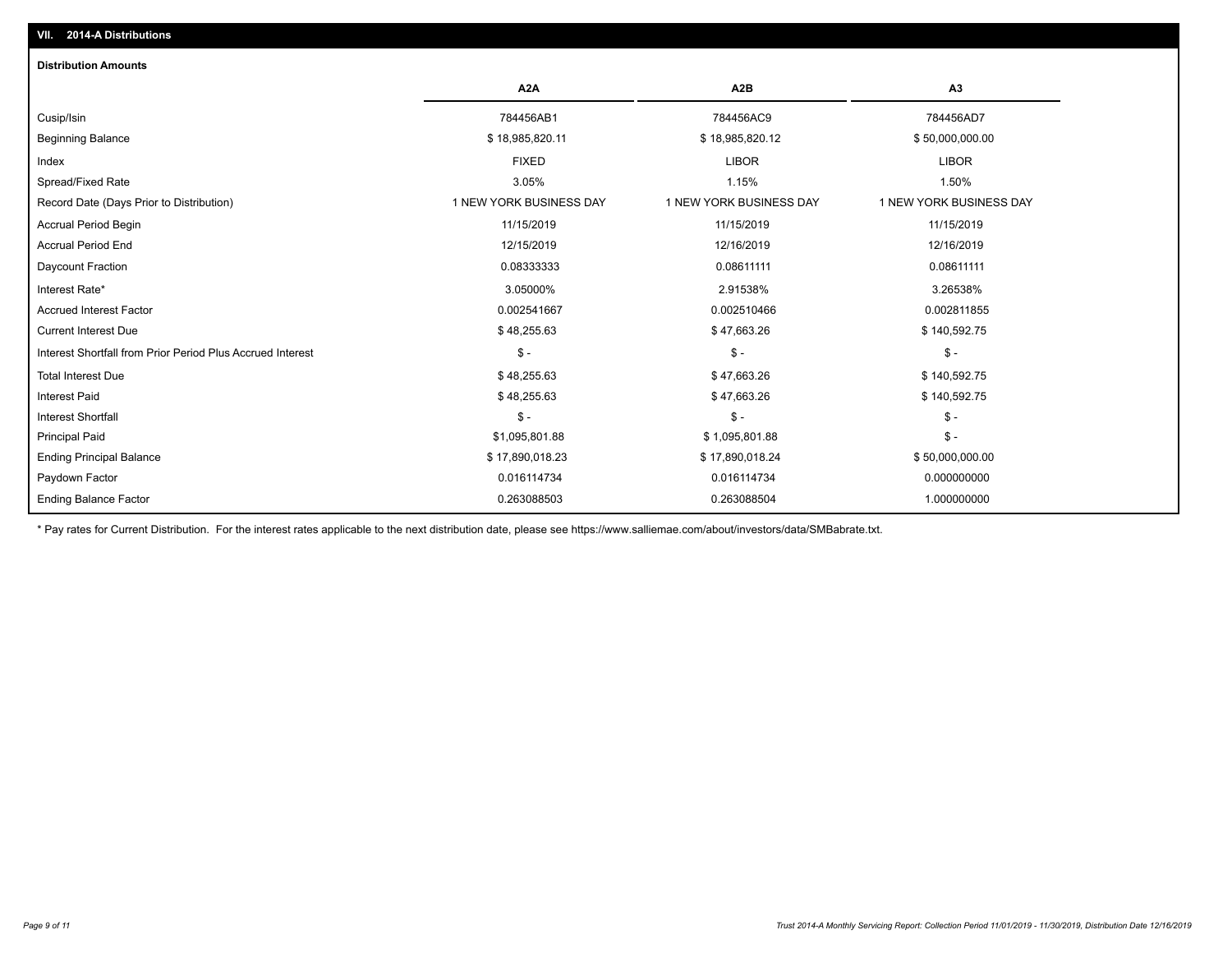## VII. 2014-A Distributions

### Distribution Amounts

| | A2A | A2B | A3 |
|---|---|---|---|
| Cusip/Isin | 784456AB1 | 784456AC9 | 784456AD7 |
| Beginning Balance | $ 18,985,820.11 | $ 18,985,820.12 | $ 50,000,000.00 |
| Index | FIXED | LIBOR | LIBOR |
| Spread/Fixed Rate | 3.05% | 1.15% | 1.50% |
| Record Date (Days Prior to Distribution) | 1 NEW YORK BUSINESS DAY | 1 NEW YORK BUSINESS DAY | 1 NEW YORK BUSINESS DAY |
| Accrual Period Begin | 11/15/2019 | 11/15/2019 | 11/15/2019 |
| Accrual Period End | 12/15/2019 | 12/16/2019 | 12/16/2019 |
| Daycount Fraction | 0.08333333 | 0.08611111 | 0.08611111 |
| Interest Rate* | 3.05000% | 2.91538% | 3.26538% |
| Accrued Interest Factor | 0.002541667 | 0.002510466 | 0.002811855 |
| Current Interest Due | $ 48,255.63 | $ 47,663.26 | $ 140,592.75 |
| Interest Shortfall from Prior Period Plus Accrued Interest | $ - | $ - | $ - |
| Total Interest Due | $ 48,255.63 | $ 47,663.26 | $ 140,592.75 |
| Interest Paid | $ 48,255.63 | $ 47,663.26 | $ 140,592.75 |
| Interest Shortfall | $ - | $ - | $ - |
| Principal Paid | $1,095,801.88 | $ 1,095,801.88 | $ - |
| Ending Principal Balance | $ 17,890,018.23 | $ 17,890,018.24 | $ 50,000,000.00 |
| Paydown Factor | 0.016114734 | 0.016114734 | 0.000000000 |
| Ending Balance Factor | 0.263088503 | 0.263088504 | 1.000000000 |

* Pay rates for Current Distribution. For the interest rates applicable to the next distribution date, please see https://www.salliemae.com/about/investors/data/SMBabrate.txt.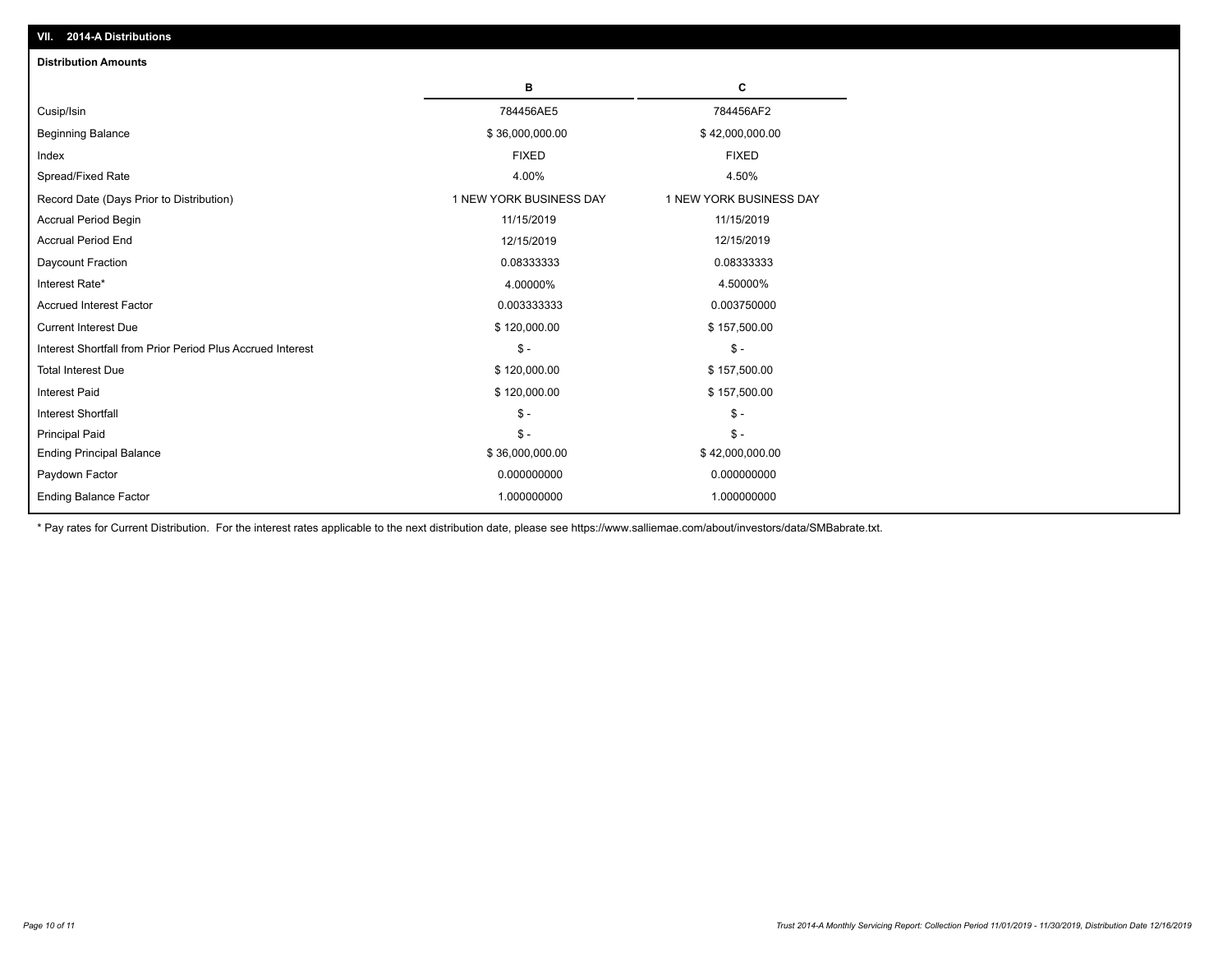## VII. 2014-A Distributions

### Distribution Amounts

| | B | C |
|---|---|---|
| Cusip/Isin | 784456AE5 | 784456AF2 |
| Beginning Balance | $ 36,000,000.00 | $ 42,000,000.00 |
| Index | FIXED | FIXED |
| Spread/Fixed Rate | 4.00% | 4.50% |
| Record Date (Days Prior to Distribution) | 1 NEW YORK BUSINESS DAY | 1 NEW YORK BUSINESS DAY |
| Accrual Period Begin | 11/15/2019 | 11/15/2019 |
| Accrual Period End | 12/15/2019 | 12/15/2019 |
| Daycount Fraction | 0.08333333 | 0.08333333 |
| Interest Rate* | 4.00000% | 4.50000% |
| Accrued Interest Factor | 0.003333333 | 0.003750000 |
| Current Interest Due | $ 120,000.00 | $ 157,500.00 |
| Interest Shortfall from Prior Period Plus Accrued Interest | $ - | $ - |
| Total Interest Due | $ 120,000.00 | $ 157,500.00 |
| Interest Paid | $ 120,000.00 | $ 157,500.00 |
| Interest Shortfall | $ - | $ - |
| Principal Paid | $ - | $ - |
| Ending Principal Balance | $ 36,000,000.00 | $ 42,000,000.00 |
| Paydown Factor | 0.000000000 | 0.000000000 |
| Ending Balance Factor | 1.000000000 | 1.000000000 |

* Pay rates for Current Distribution. For the interest rates applicable to the next distribution date, please see https://www.salliemae.com/about/investors/data/SMBabrate.txt.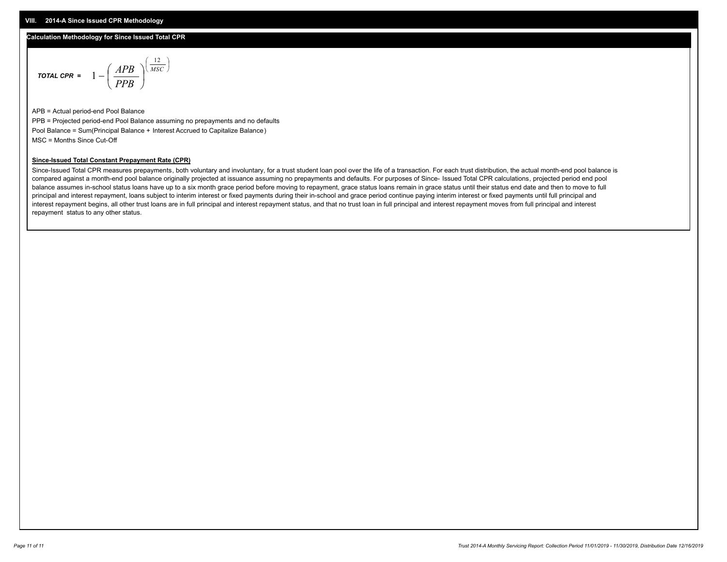## VIII. 2014-A Since Issued CPR Methodology

### Calculation Methodology for Since Issued Total CPR

$$\textit{TOTAL CPR} = 1 - \left( \frac{APB}{PPB} \right)^{\left( \frac{12}{MSC} \right)}$$

APB = Actual period-end Pool Balance

PPB = Projected period-end Pool Balance assuming no prepayments and no defaults

Pool Balance = Sum(Principal Balance + Interest Accrued to Capitalize Balance)

MSC = Months Since Cut-Off

**Since-Issued Total Constant Prepayment Rate (CPR)**

Since-Issued Total CPR measures prepayments, both voluntary and involuntary, for a trust student loan pool over the life of a transaction. For each trust distribution, the actual month-end pool balance is compared against a month-end pool balance originally projected at issuance assuming no prepayments and defaults. For purposes of Since- Issued Total CPR calculations, projected period end pool balance assumes in-school status loans have up to a six month grace period before moving to repayment, grace status loans remain in grace status until their status end date and then to move to full principal and interest repayment, loans subject to interim interest or fixed payments during their in-school and grace period continue paying interim interest or fixed payments until full principal and interest repayment begins, all other trust loans are in full principal and interest repayment status, and that no trust loan in full principal and interest repayment moves from full principal and interest repayment status to any other status.